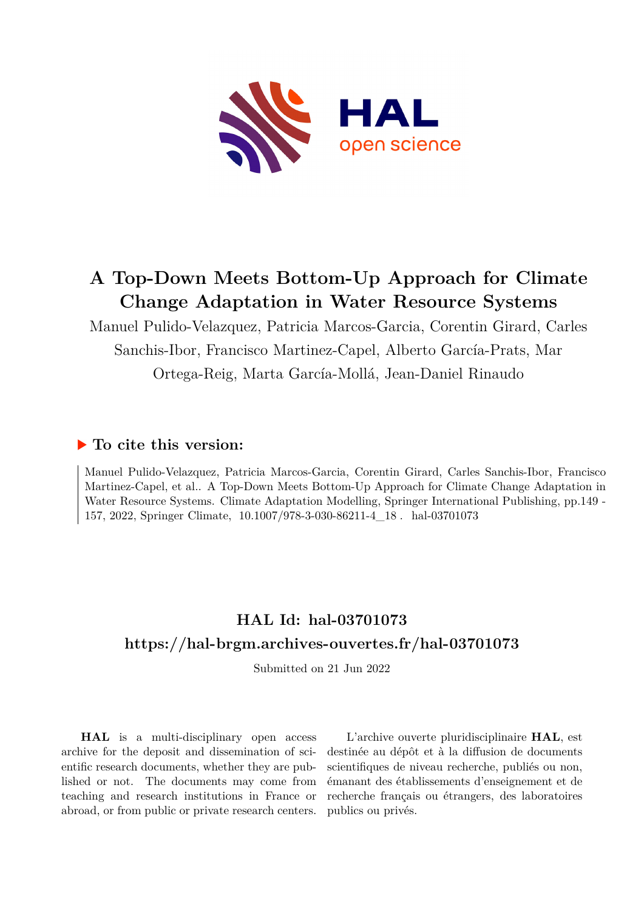# A Top-Down Meets Bottom-Up Approach for Climate Change Adaptation in Water Resource Systems

Manuel Pulido-Velazquez, Patricia Marcos-Garcia, Corentin Girard, Carles Sanchis-Ibor, Francisco Martinez-Capel, Alberto García-Prats, Mar Ortega-Reig, Marta García-Mollá, Jean-Daniel Rinaudo

## ▶ To cite this version:

Manuel Pulido-Velazquez, Patricia Marcos-Garcia, Corentin Girard, Carles Sanchis-Ibor, Francisco Martinez-Capel, et al.. A Top-Down Meets Bottom-Up Approach for Climate Change Adaptation in Water Resource Systems. Climate Adaptation Modelling, Springer International Publishing, pp.149 - 157, 2022, Springer Climate, 10.1007/978-3-030-86211-4_18 . hal-03701073

## HAL Id: hal-03701073

## https://hal-brgm.archives-ouvertes.fr/hal-03701073

Submitted on 21 Jun 2022

**HAL** is a multi-disciplinary open access archive for the deposit and dissemination of scientific research documents, whether they are published or not. The documents may come from teaching and research institutions in France or abroad, or from public or private research centers.

L'archive ouverte pluridisciplinaire **HAL**, est destinée au dépôt et à la diffusion de documents scientifiques de niveau recherche, publiés ou non, émanant des établissements d'enseignement et de recherche français ou étrangers, des laboratoires publics ou privés.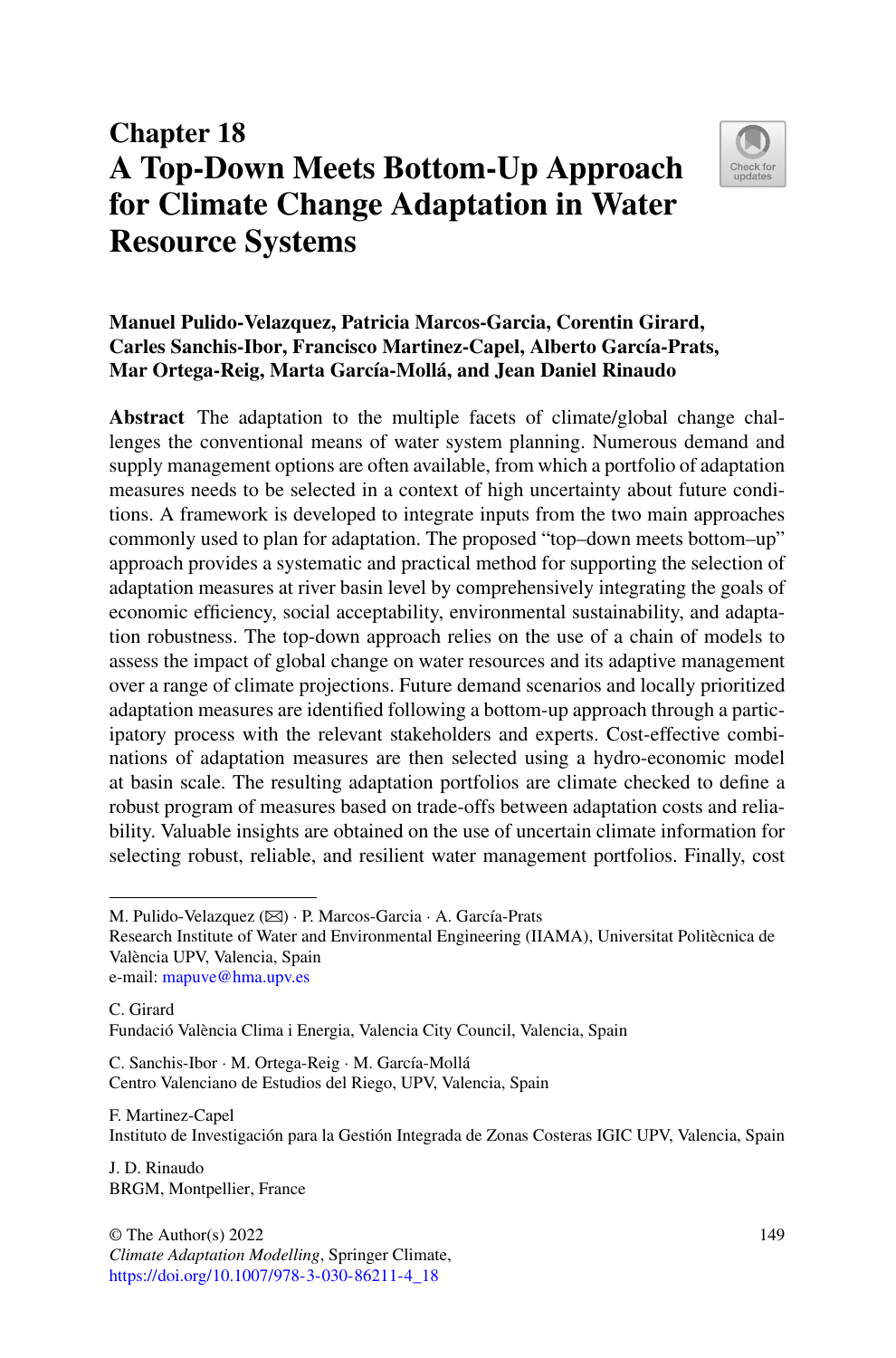# Chapter 18
# A Top-Down Meets Bottom-Up Approach for Climate Change Adaptation in Water Resource Systems

**Manuel Pulido-Velazquez, Patricia Marcos-Garcia, Corentin Girard, Carles Sanchis-Ibor, Francisco Martinez-Capel, Alberto García-Prats, Mar Ortega-Reig, Marta García-Mollá, and Jean Daniel Rinaudo**

**Abstract** The adaptation to the multiple facets of climate/global change challenges the conventional means of water system planning. Numerous demand and supply management options are often available, from which a portfolio of adaptation measures needs to be selected in a context of high uncertainty about future conditions. A framework is developed to integrate inputs from the two main approaches commonly used to plan for adaptation. The proposed "top–down meets bottom–up" approach provides a systematic and practical method for supporting the selection of adaptation measures at river basin level by comprehensively integrating the goals of economic efficiency, social acceptability, environmental sustainability, and adaptation robustness. The top-down approach relies on the use of a chain of models to assess the impact of global change on water resources and its adaptive management over a range of climate projections. Future demand scenarios and locally prioritized adaptation measures are identified following a bottom-up approach through a participatory process with the relevant stakeholders and experts. Cost-effective combinations of adaptation measures are then selected using a hydro-economic model at basin scale. The resulting adaptation portfolios are climate checked to define a robust program of measures based on trade-offs between adaptation costs and reliability. Valuable insights are obtained on the use of uncertain climate information for selecting robust, reliable, and resilient water management portfolios. Finally, cost

---

M. Pulido-Velazquez (✉) · P. Marcos-Garcia · A. García-Prats
Research Institute of Water and Environmental Engineering (IIAMA), Universitat Politècnica de València UPV, Valencia, Spain
e-mail: mapuve@hma.upv.es

C. Girard
Fundació València Clima i Energia, Valencia City Council, Valencia, Spain

C. Sanchis-Ibor · M. Ortega-Reig · M. García-Mollá
Centro Valenciano de Estudios del Riego, UPV, Valencia, Spain

F. Martinez-Capel
Instituto de Investigación para la Gestión Integrada de Zonas Costeras IGIC UPV, Valencia, Spain

J. D. Rinaudo
BRGM, Montpellier, France

© The Author(s) 2022
*Climate Adaptation Modelling*, Springer Climate,
https://doi.org/10.1007/978-3-030-86211-4_18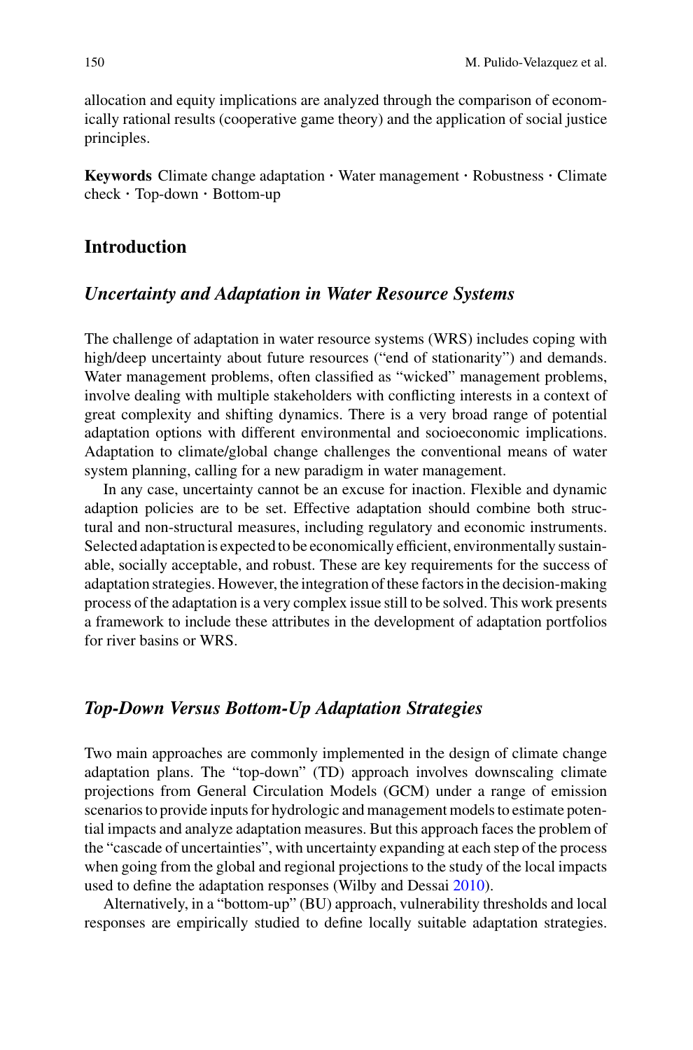allocation and equity implications are analyzed through the comparison of economically rational results (cooperative game theory) and the application of social justice principles.

**Keywords** Climate change adaptation · Water management · Robustness · Climate check · Top-down · Bottom-up

## Introduction

### *Uncertainty and Adaptation in Water Resource Systems*

The challenge of adaptation in water resource systems (WRS) includes coping with high/deep uncertainty about future resources ("end of stationarity") and demands. Water management problems, often classified as "wicked" management problems, involve dealing with multiple stakeholders with conflicting interests in a context of great complexity and shifting dynamics. There is a very broad range of potential adaptation options with different environmental and socioeconomic implications. Adaptation to climate/global change challenges the conventional means of water system planning, calling for a new paradigm in water management.

In any case, uncertainty cannot be an excuse for inaction. Flexible and dynamic adaption policies are to be set. Effective adaptation should combine both structural and non-structural measures, including regulatory and economic instruments. Selected adaptation is expected to be economically efficient, environmentally sustainable, socially acceptable, and robust. These are key requirements for the success of adaptation strategies. However, the integration of these factors in the decision-making process of the adaptation is a very complex issue still to be solved. This work presents a framework to include these attributes in the development of adaptation portfolios for river basins or WRS.

### *Top-Down Versus Bottom-Up Adaptation Strategies*

Two main approaches are commonly implemented in the design of climate change adaptation plans. The "top-down" (TD) approach involves downscaling climate projections from General Circulation Models (GCM) under a range of emission scenarios to provide inputs for hydrologic and management models to estimate potential impacts and analyze adaptation measures. But this approach faces the problem of the "cascade of uncertainties", with uncertainty expanding at each step of the process when going from the global and regional projections to the study of the local impacts used to define the adaptation responses (Wilby and Dessai 2010).

Alternatively, in a "bottom-up" (BU) approach, vulnerability thresholds and local responses are empirically studied to define locally suitable adaptation strategies.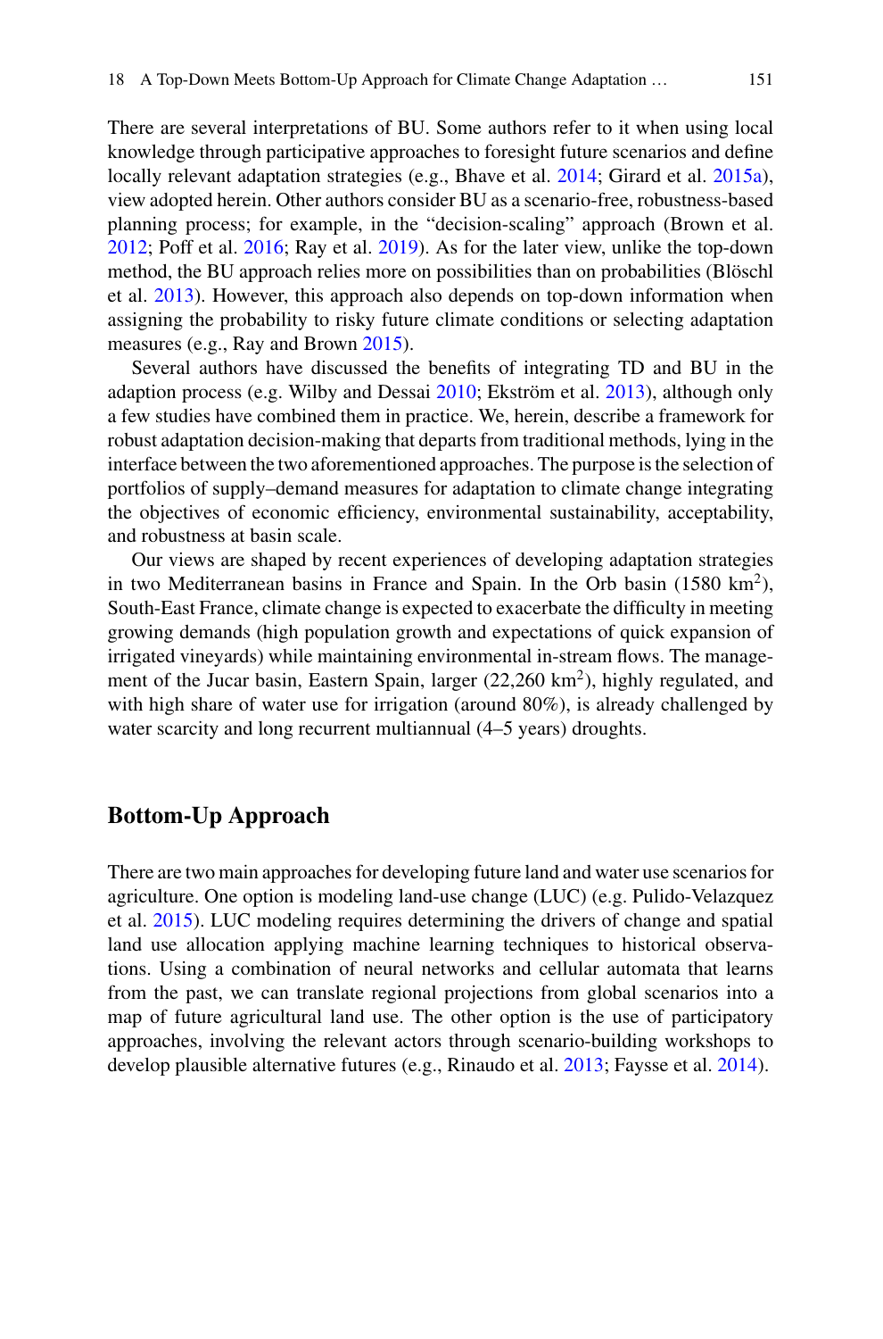There are several interpretations of BU. Some authors refer to it when using local knowledge through participative approaches to foresight future scenarios and define locally relevant adaptation strategies (e.g., Bhave et al. 2014; Girard et al. 2015a), view adopted herein. Other authors consider BU as a scenario-free, robustness-based planning process; for example, in the "decision-scaling" approach (Brown et al. 2012; Poff et al. 2016; Ray et al. 2019). As for the later view, unlike the top-down method, the BU approach relies more on possibilities than on probabilities (Blöschl et al. 2013). However, this approach also depends on top-down information when assigning the probability to risky future climate conditions or selecting adaptation measures (e.g., Ray and Brown 2015).

Several authors have discussed the benefits of integrating TD and BU in the adaption process (e.g. Wilby and Dessai 2010; Ekström et al. 2013), although only a few studies have combined them in practice. We, herein, describe a framework for robust adaptation decision-making that departs from traditional methods, lying in the interface between the two aforementioned approaches. The purpose is the selection of portfolios of supply–demand measures for adaptation to climate change integrating the objectives of economic efficiency, environmental sustainability, acceptability, and robustness at basin scale.

Our views are shaped by recent experiences of developing adaptation strategies in two Mediterranean basins in France and Spain. In the Orb basin (1580 $km^2$), South-East France, climate change is expected to exacerbate the difficulty in meeting growing demands (high population growth and expectations of quick expansion of irrigated vineyards) while maintaining environmental in-stream flows. The management of the Jucar basin, Eastern Spain, larger (22,260 $km^2$), highly regulated, and with high share of water use for irrigation (around 80%), is already challenged by water scarcity and long recurrent multiannual (4–5 years) droughts.

## Bottom-Up Approach

There are two main approaches for developing future land and water use scenarios for agriculture. One option is modeling land-use change (LUC) (e.g. Pulido-Velazquez et al. 2015). LUC modeling requires determining the drivers of change and spatial land use allocation applying machine learning techniques to historical observations. Using a combination of neural networks and cellular automata that learns from the past, we can translate regional projections from global scenarios into a map of future agricultural land use. The other option is the use of participatory approaches, involving the relevant actors through scenario-building workshops to develop plausible alternative futures (e.g., Rinaudo et al. 2013; Faysse et al. 2014).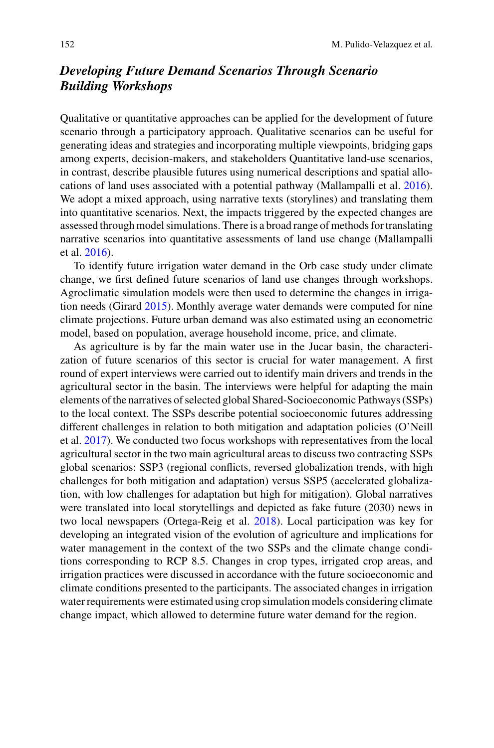### *Developing Future Demand Scenarios Through Scenario Building Workshops*

Qualitative or quantitative approaches can be applied for the development of future scenario through a participatory approach. Qualitative scenarios can be useful for generating ideas and strategies and incorporating multiple viewpoints, bridging gaps among experts, decision-makers, and stakeholders Quantitative land-use scenarios, in contrast, describe plausible futures using numerical descriptions and spatial allocations of land uses associated with a potential pathway (Mallampalli et al. 2016). We adopt a mixed approach, using narrative texts (storylines) and translating them into quantitative scenarios. Next, the impacts triggered by the expected changes are assessed through model simulations. There is a broad range of methods for translating narrative scenarios into quantitative assessments of land use change (Mallampalli et al. 2016).

To identify future irrigation water demand in the Orb case study under climate change, we first defined future scenarios of land use changes through workshops. Agroclimatic simulation models were then used to determine the changes in irrigation needs (Girard 2015). Monthly average water demands were computed for nine climate projections. Future urban demand was also estimated using an econometric model, based on population, average household income, price, and climate.

As agriculture is by far the main water use in the Jucar basin, the characterization of future scenarios of this sector is crucial for water management. A first round of expert interviews were carried out to identify main drivers and trends in the agricultural sector in the basin. The interviews were helpful for adapting the main elements of the narratives of selected global Shared-Socioeconomic Pathways (SSPs) to the local context. The SSPs describe potential socioeconomic futures addressing different challenges in relation to both mitigation and adaptation policies (O'Neill et al. 2017). We conducted two focus workshops with representatives from the local agricultural sector in the two main agricultural areas to discuss two contracting SSPs global scenarios: SSP3 (regional conflicts, reversed globalization trends, with high challenges for both mitigation and adaptation) versus SSP5 (accelerated globalization, with low challenges for adaptation but high for mitigation). Global narratives were translated into local storytellings and depicted as fake future (2030) news in two local newspapers (Ortega-Reig et al. 2018). Local participation was key for developing an integrated vision of the evolution of agriculture and implications for water management in the context of the two SSPs and the climate change conditions corresponding to RCP 8.5. Changes in crop types, irrigated crop areas, and irrigation practices were discussed in accordance with the future socioeconomic and climate conditions presented to the participants. The associated changes in irrigation water requirements were estimated using crop simulation models considering climate change impact, which allowed to determine future water demand for the region.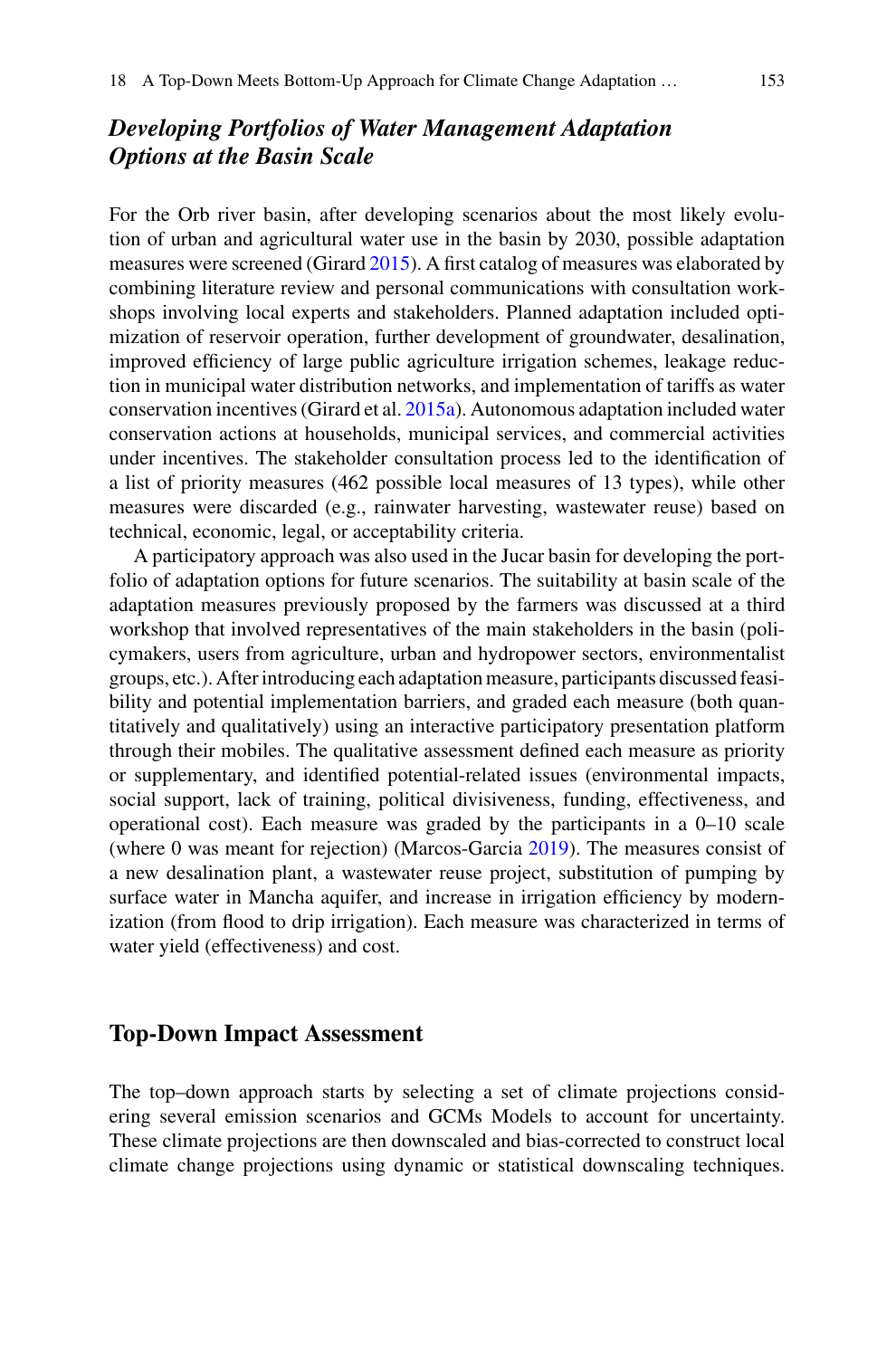### *Developing Portfolios of Water Management Adaptation Options at the Basin Scale*

For the Orb river basin, after developing scenarios about the most likely evolution of urban and agricultural water use in the basin by 2030, possible adaptation measures were screened (Girard 2015). A first catalog of measures was elaborated by combining literature review and personal communications with consultation workshops involving local experts and stakeholders. Planned adaptation included optimization of reservoir operation, further development of groundwater, desalination, improved efficiency of large public agriculture irrigation schemes, leakage reduction in municipal water distribution networks, and implementation of tariffs as water conservation incentives (Girard et al. 2015a). Autonomous adaptation included water conservation actions at households, municipal services, and commercial activities under incentives. The stakeholder consultation process led to the identification of a list of priority measures (462 possible local measures of 13 types), while other measures were discarded (e.g., rainwater harvesting, wastewater reuse) based on technical, economic, legal, or acceptability criteria.

A participatory approach was also used in the Jucar basin for developing the portfolio of adaptation options for future scenarios. The suitability at basin scale of the adaptation measures previously proposed by the farmers was discussed at a third workshop that involved representatives of the main stakeholders in the basin (policymakers, users from agriculture, urban and hydropower sectors, environmentalist groups, etc.). After introducing each adaptation measure, participants discussed feasibility and potential implementation barriers, and graded each measure (both quantitatively and qualitatively) using an interactive participatory presentation platform through their mobiles. The qualitative assessment defined each measure as priority or supplementary, and identified potential-related issues (environmental impacts, social support, lack of training, political divisiveness, funding, effectiveness, and operational cost). Each measure was graded by the participants in a 0–10 scale (where 0 was meant for rejection) (Marcos-Garcia 2019). The measures consist of a new desalination plant, a wastewater reuse project, substitution of pumping by surface water in Mancha aquifer, and increase in irrigation efficiency by modernization (from flood to drip irrigation). Each measure was characterized in terms of water yield (effectiveness) and cost.

## Top-Down Impact Assessment

The top–down approach starts by selecting a set of climate projections considering several emission scenarios and GCMs Models to account for uncertainty. These climate projections are then downscaled and bias-corrected to construct local climate change projections using dynamic or statistical downscaling techniques.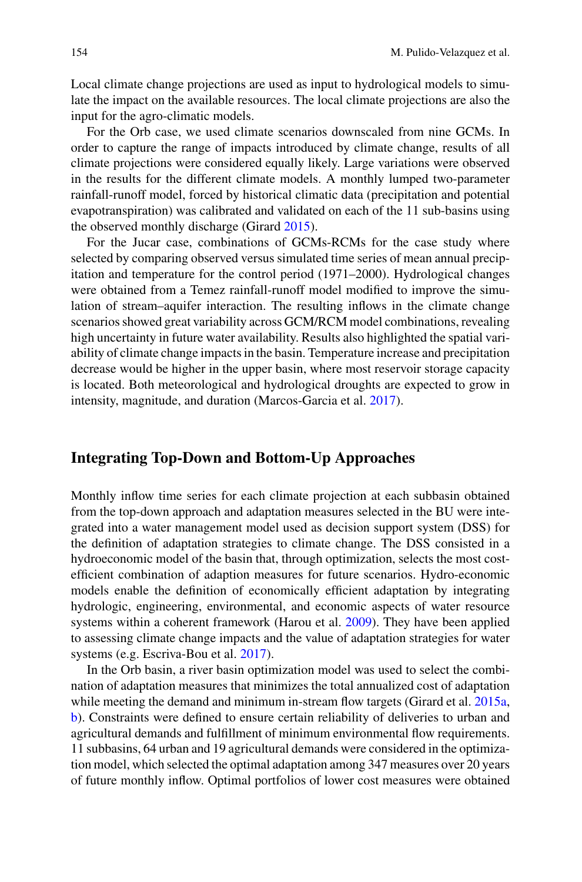Local climate change projections are used as input to hydrological models to simulate the impact on the available resources. The local climate projections are also the input for the agro-climatic models.

For the Orb case, we used climate scenarios downscaled from nine GCMs. In order to capture the range of impacts introduced by climate change, results of all climate projections were considered equally likely. Large variations were observed in the results for the different climate models. A monthly lumped two-parameter rainfall-runoff model, forced by historical climatic data (precipitation and potential evapotranspiration) was calibrated and validated on each of the 11 sub-basins using the observed monthly discharge (Girard 2015).

For the Jucar case, combinations of GCMs-RCMs for the case study where selected by comparing observed versus simulated time series of mean annual precipitation and temperature for the control period (1971–2000). Hydrological changes were obtained from a Temez rainfall-runoff model modified to improve the simulation of stream–aquifer interaction. The resulting inflows in the climate change scenarios showed great variability across GCM/RCM model combinations, revealing high uncertainty in future water availability. Results also highlighted the spatial variability of climate change impacts in the basin. Temperature increase and precipitation decrease would be higher in the upper basin, where most reservoir storage capacity is located. Both meteorological and hydrological droughts are expected to grow in intensity, magnitude, and duration (Marcos-Garcia et al. 2017).

## Integrating Top-Down and Bottom-Up Approaches

Monthly inflow time series for each climate projection at each subbasin obtained from the top-down approach and adaptation measures selected in the BU were integrated into a water management model used as decision support system (DSS) for the definition of adaptation strategies to climate change. The DSS consisted in a hydroeconomic model of the basin that, through optimization, selects the most cost-efficient combination of adaption measures for future scenarios. Hydro-economic models enable the definition of economically efficient adaptation by integrating hydrologic, engineering, environmental, and economic aspects of water resource systems within a coherent framework (Harou et al. 2009). They have been applied to assessing climate change impacts and the value of adaptation strategies for water systems (e.g. Escriva-Bou et al. 2017).

In the Orb basin, a river basin optimization model was used to select the combination of adaptation measures that minimizes the total annualized cost of adaptation while meeting the demand and minimum in-stream flow targets (Girard et al. 2015a, b). Constraints were defined to ensure certain reliability of deliveries to urban and agricultural demands and fulfillment of minimum environmental flow requirements. 11 subbasins, 64 urban and 19 agricultural demands were considered in the optimization model, which selected the optimal adaptation among 347 measures over 20 years of future monthly inflow. Optimal portfolios of lower cost measures were obtained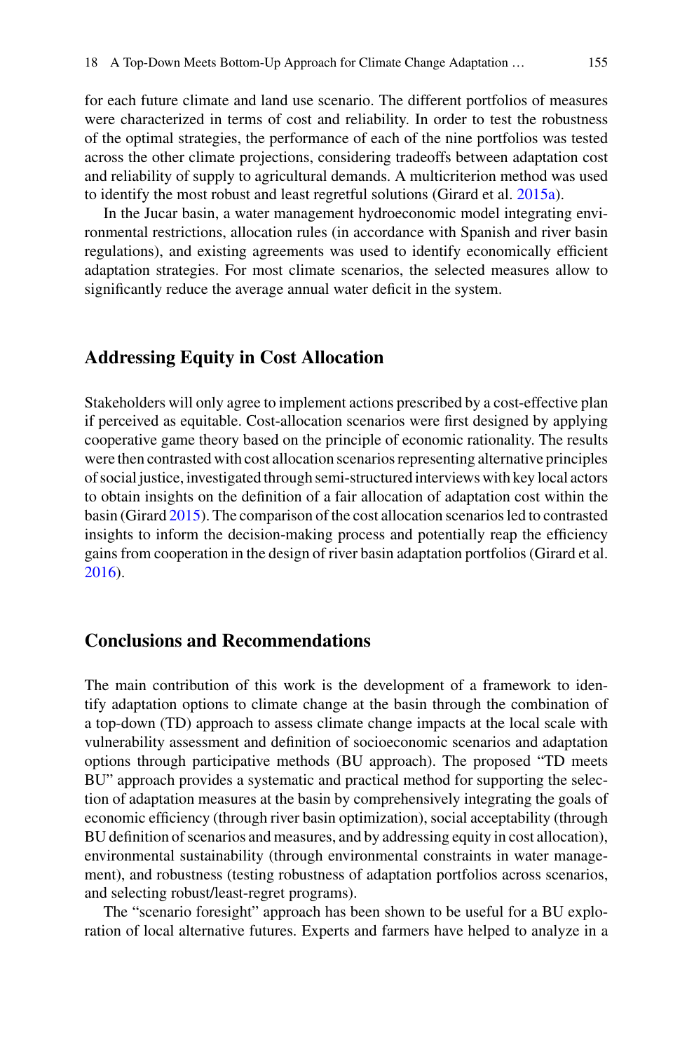for each future climate and land use scenario. The different portfolios of measures were characterized in terms of cost and reliability. In order to test the robustness of the optimal strategies, the performance of each of the nine portfolios was tested across the other climate projections, considering tradeoffs between adaptation cost and reliability of supply to agricultural demands. A multicriterion method was used to identify the most robust and least regretful solutions (Girard et al. 2015a).

In the Jucar basin, a water management hydroeconomic model integrating environmental restrictions, allocation rules (in accordance with Spanish and river basin regulations), and existing agreements was used to identify economically efficient adaptation strategies. For most climate scenarios, the selected measures allow to significantly reduce the average annual water deficit in the system.

## Addressing Equity in Cost Allocation

Stakeholders will only agree to implement actions prescribed by a cost-effective plan if perceived as equitable. Cost-allocation scenarios were first designed by applying cooperative game theory based on the principle of economic rationality. The results were then contrasted with cost allocation scenarios representing alternative principles of social justice, investigated through semi-structured interviews with key local actors to obtain insights on the definition of a fair allocation of adaptation cost within the basin (Girard 2015). The comparison of the cost allocation scenarios led to contrasted insights to inform the decision-making process and potentially reap the efficiency gains from cooperation in the design of river basin adaptation portfolios (Girard et al. 2016).

## Conclusions and Recommendations

The main contribution of this work is the development of a framework to identify adaptation options to climate change at the basin through the combination of a top-down (TD) approach to assess climate change impacts at the local scale with vulnerability assessment and definition of socioeconomic scenarios and adaptation options through participative methods (BU approach). The proposed "TD meets BU" approach provides a systematic and practical method for supporting the selection of adaptation measures at the basin by comprehensively integrating the goals of economic efficiency (through river basin optimization), social acceptability (through BU definition of scenarios and measures, and by addressing equity in cost allocation), environmental sustainability (through environmental constraints in water management), and robustness (testing robustness of adaptation portfolios across scenarios, and selecting robust/least-regret programs).

The "scenario foresight" approach has been shown to be useful for a BU exploration of local alternative futures. Experts and farmers have helped to analyze in a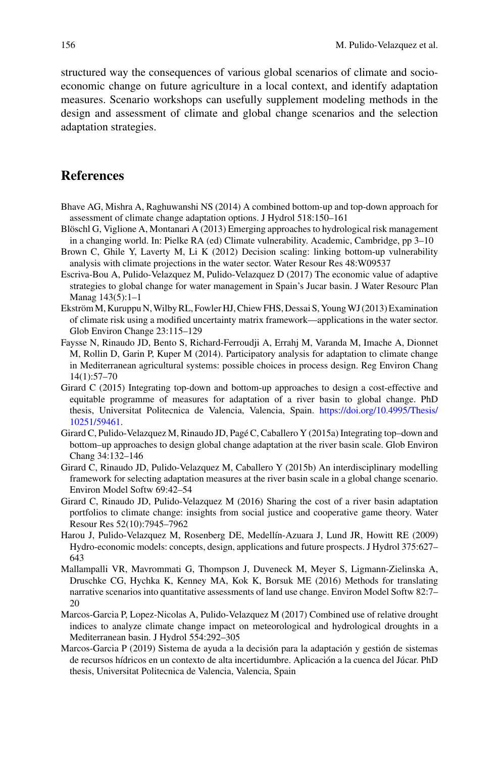structured way the consequences of various global scenarios of climate and socio-economic change on future agriculture in a local context, and identify adaptation measures. Scenario workshops can usefully supplement modeling methods in the design and assessment of climate and global change scenarios and the selection adaptation strategies.

## References

Bhave AG, Mishra A, Raghuwanshi NS (2014) A combined bottom-up and top-down approach for assessment of climate change adaptation options. J Hydrol 518:150–161

Blöschl G, Viglione A, Montanari A (2013) Emerging approaches to hydrological risk management in a changing world. In: Pielke RA (ed) Climate vulnerability. Academic, Cambridge, pp 3–10

Brown C, Ghile Y, Laverty M, Li K (2012) Decision scaling: linking bottom-up vulnerability analysis with climate projections in the water sector. Water Resour Res 48:W09537

Escriva-Bou A, Pulido-Velazquez M, Pulido-Velazquez D (2017) The economic value of adaptive strategies to global change for water management in Spain's Jucar basin. J Water Resourc Plan Manag 143(5):1–1

Ekström M, Kuruppu N, Wilby RL, Fowler HJ, Chiew FHS, Dessai S, Young WJ (2013) Examination of climate risk using a modified uncertainty matrix framework—applications in the water sector. Glob Environ Change 23:115–129

Faysse N, Rinaudo JD, Bento S, Richard-Ferroudji A, Errahj M, Varanda M, Imache A, Dionnet M, Rollin D, Garin P, Kuper M (2014). Participatory analysis for adaptation to climate change in Mediterranean agricultural systems: possible choices in process design. Reg Environ Chang 14(1):57–70

Girard C (2015) Integrating top-down and bottom-up approaches to design a cost-effective and equitable programme of measures for adaptation of a river basin to global change. PhD thesis, Universitat Politecnica de Valencia, Valencia, Spain. https://doi.org/10.4995/Thesis/10251/59461.

Girard C, Pulido-Velazquez M, Rinaudo JD, Pagé C, Caballero Y (2015a) Integrating top–down and bottom–up approaches to design global change adaptation at the river basin scale. Glob Environ Chang 34:132–146

Girard C, Rinaudo JD, Pulido-Velazquez M, Caballero Y (2015b) An interdisciplinary modelling framework for selecting adaptation measures at the river basin scale in a global change scenario. Environ Model Softw 69:42–54

Girard C, Rinaudo JD, Pulido-Velazquez M (2016) Sharing the cost of a river basin adaptation portfolios to climate change: insights from social justice and cooperative game theory. Water Resour Res 52(10):7945–7962

Harou J, Pulido-Velazquez M, Rosenberg DE, Medellín-Azuara J, Lund JR, Howitt RE (2009) Hydro-economic models: concepts, design, applications and future prospects. J Hydrol 375:627–643

Mallampalli VR, Mavrommati G, Thompson J, Duveneck M, Meyer S, Ligmann-Zielinska A, Druschke CG, Hychka K, Kenney MA, Kok K, Borsuk ME (2016) Methods for translating narrative scenarios into quantitative assessments of land use change. Environ Model Softw 82:7–20

Marcos-Garcia P, Lopez-Nicolas A, Pulido-Velazquez M (2017) Combined use of relative drought indices to analyze climate change impact on meteorological and hydrological droughts in a Mediterranean basin. J Hydrol 554:292–305

Marcos-Garcia P (2019) Sistema de ayuda a la decisión para la adaptación y gestión de sistemas de recursos hídricos en un contexto de alta incertidumbre. Aplicación a la cuenca del Júcar. PhD thesis, Universitat Politecnica de Valencia, Valencia, Spain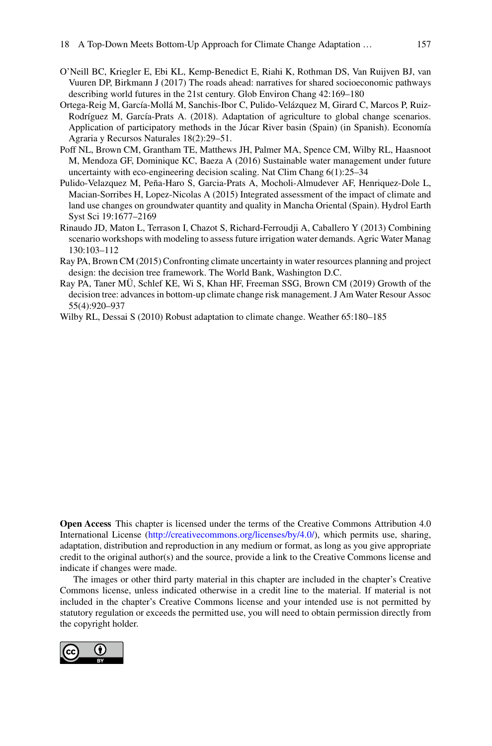O'Neill BC, Kriegler E, Ebi KL, Kemp-Benedict E, Riahi K, Rothman DS, Van Ruijven BJ, van Vuuren DP, Birkmann J (2017) The roads ahead: narratives for shared socioeconomic pathways describing world futures in the 21st century. Glob Environ Chang 42:169–180

Ortega-Reig M, García-Mollá M, Sanchis-Ibor C, Pulido-Velázquez M, Girard C, Marcos P, Ruiz-Rodríguez M, García-Prats A. (2018). Adaptation of agriculture to global change scenarios. Application of participatory methods in the Júcar River basin (Spain) (in Spanish). Economía Agraria y Recursos Naturales 18(2):29–51.

Poff NL, Brown CM, Grantham TE, Matthews JH, Palmer MA, Spence CM, Wilby RL, Haasnoot M, Mendoza GF, Dominique KC, Baeza A (2016) Sustainable water management under future uncertainty with eco-engineering decision scaling. Nat Clim Chang 6(1):25–34

Pulido-Velazquez M, Peña-Haro S, Garcia-Prats A, Mocholi-Almudever AF, Henriquez-Dole L, Macian-Sorribes H, Lopez-Nicolas A (2015) Integrated assessment of the impact of climate and land use changes on groundwater quantity and quality in Mancha Oriental (Spain). Hydrol Earth Syst Sci 19:1677–2169

Rinaudo JD, Maton L, Terrason I, Chazot S, Richard-Ferroudji A, Caballero Y (2013) Combining scenario workshops with modeling to assess future irrigation water demands. Agric Water Manag 130:103–112

Ray PA, Brown CM (2015) Confronting climate uncertainty in water resources planning and project design: the decision tree framework. The World Bank, Washington D.C.

Ray PA, Taner MÜ, Schlef KE, Wi S, Khan HF, Freeman SSG, Brown CM (2019) Growth of the decision tree: advances in bottom-up climate change risk management. J Am Water Resour Assoc 55(4):920–937

Wilby RL, Dessai S (2010) Robust adaptation to climate change. Weather 65:180–185

**Open Access** This chapter is licensed under the terms of the Creative Commons Attribution 4.0 International License (http://creativecommons.org/licenses/by/4.0/), which permits use, sharing, adaptation, distribution and reproduction in any medium or format, as long as you give appropriate credit to the original author(s) and the source, provide a link to the Creative Commons license and indicate if changes were made.

The images or other third party material in this chapter are included in the chapter's Creative Commons license, unless indicated otherwise in a credit line to the material. If material is not included in the chapter's Creative Commons license and your intended use is not permitted by statutory regulation or exceeds the permitted use, you will need to obtain permission directly from the copyright holder.